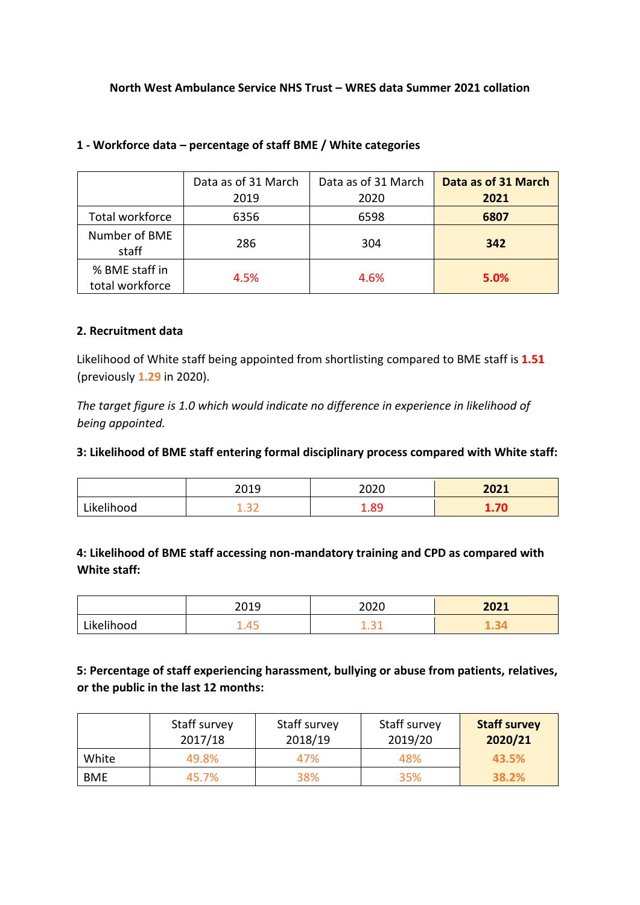**North West Ambulance Service NHS Trust – WRES data Summer 2021 collation**

**1 - Workforce data – percentage of staff BME / White categories**

| | Data as of 31 March 2019 | Data as of 31 March 2020 | **Data as of 31 March 2021** |
|---|---|---|---|
| Total workforce | 6356 | 6598 | **6807** |
| Number of BME staff | 286 | 304 | **342** |
| % BME staff in total workforce | 4.5% | 4.6% | **5.0%** |

**2. Recruitment data**

Likelihood of White staff being appointed from shortlisting compared to BME staff is **1.51** (previously **1.29** in 2020).

*The target figure is 1.0 which would indicate no difference in experience in likelihood of being appointed.*

**3: Likelihood of BME staff entering formal disciplinary process compared with White staff:**

| | 2019 | 2020 | **2021** |
|---|---|---|---|
| Likelihood | 1.32 | 1.89 | **1.70** |

**4: Likelihood of BME staff accessing non-mandatory training and CPD as compared with White staff:**

| | 2019 | 2020 | **2021** |
|---|---|---|---|
| Likelihood | 1.45 | 1.31 | **1.34** |

**5: Percentage of staff experiencing harassment, bullying or abuse from patients, relatives, or the public in the last 12 months:**

| | Staff survey 2017/18 | Staff survey 2018/19 | Staff survey 2019/20 | **Staff survey 2020/21** |
|---|---|---|---|---|
| White | 49.8% | 47% | 48% | **43.5%** |
| BME | 45.7% | 38% | 35% | **38.2%** |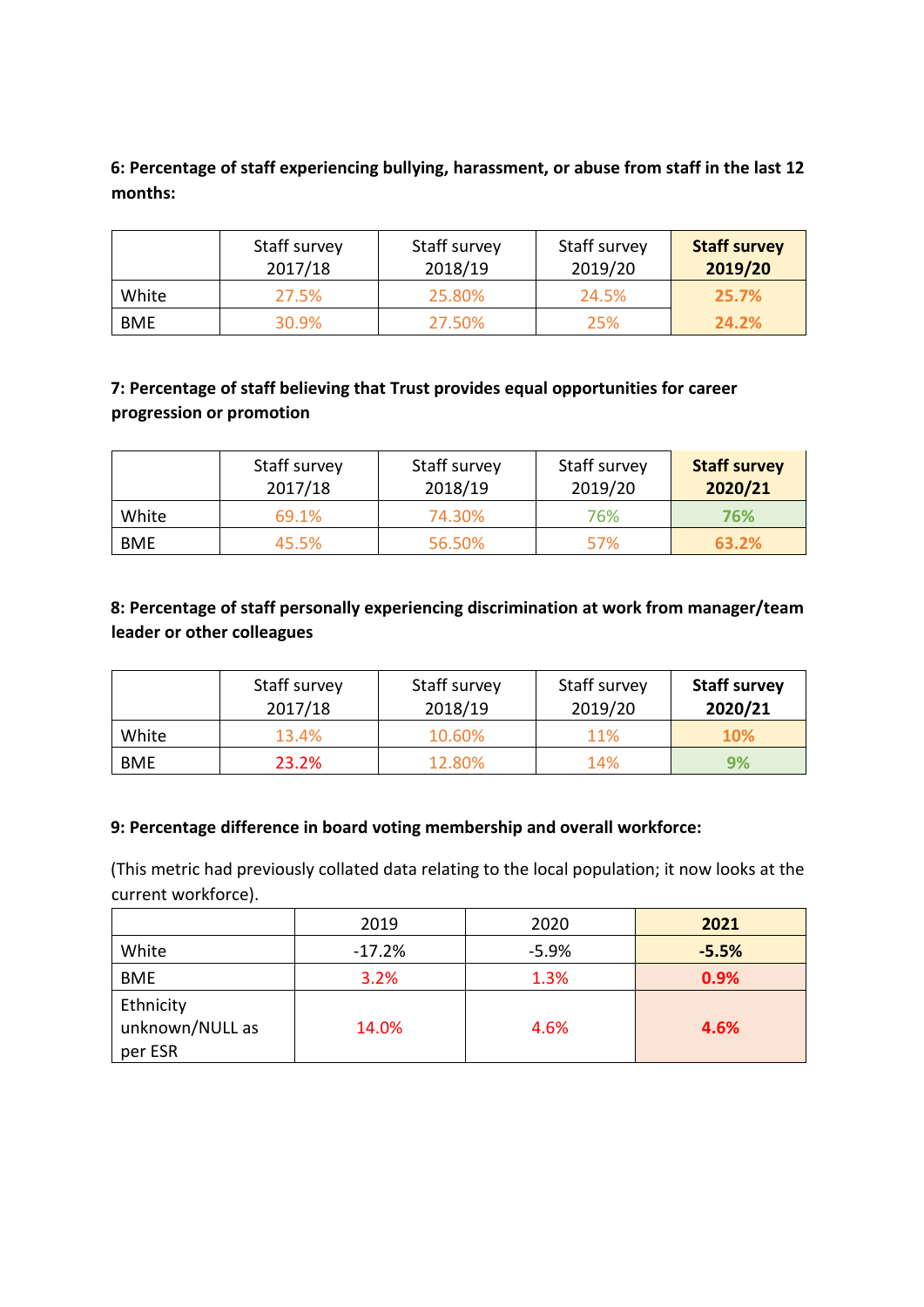**6: Percentage of staff experiencing bullying, harassment, or abuse from staff in the last 12 months:**

| | Staff survey 2017/18 | Staff survey 2018/19 | Staff survey 2019/20 | **Staff survey 2019/20** |
|---|---|---|---|---|
| White | 27.5% | 25.80% | 24.5% | **25.7%** |
| BME | 30.9% | 27.50% | 25% | **24.2%** |

**7: Percentage of staff believing that Trust provides equal opportunities for career progression or promotion**

| | Staff survey 2017/18 | Staff survey 2018/19 | Staff survey 2019/20 | **Staff survey 2020/21** |
|---|---|---|---|---|
| White | 69.1% | 74.30% | 76% | **76%** |
| BME | 45.5% | 56.50% | 57% | **63.2%** |

**8: Percentage of staff personally experiencing discrimination at work from manager/team leader or other colleagues**

| | Staff survey 2017/18 | Staff survey 2018/19 | Staff survey 2019/20 | **Staff survey 2020/21** |
|---|---|---|---|---|
| White | 13.4% | 10.60% | 11% | **10%** |
| BME | 23.2% | 12.80% | 14% | **9%** |

**9: Percentage difference in board voting membership and overall workforce:**

(This metric had previously collated data relating to the local population; it now looks at the current workforce).

| | 2019 | 2020 | **2021** |
|---|---|---|---|
| White | -17.2% | -5.9% | **-5.5%** |
| BME | 3.2% | 1.3% | **0.9%** |
| Ethnicity unknown/NULL as per ESR | 14.0% | 4.6% | **4.6%** |